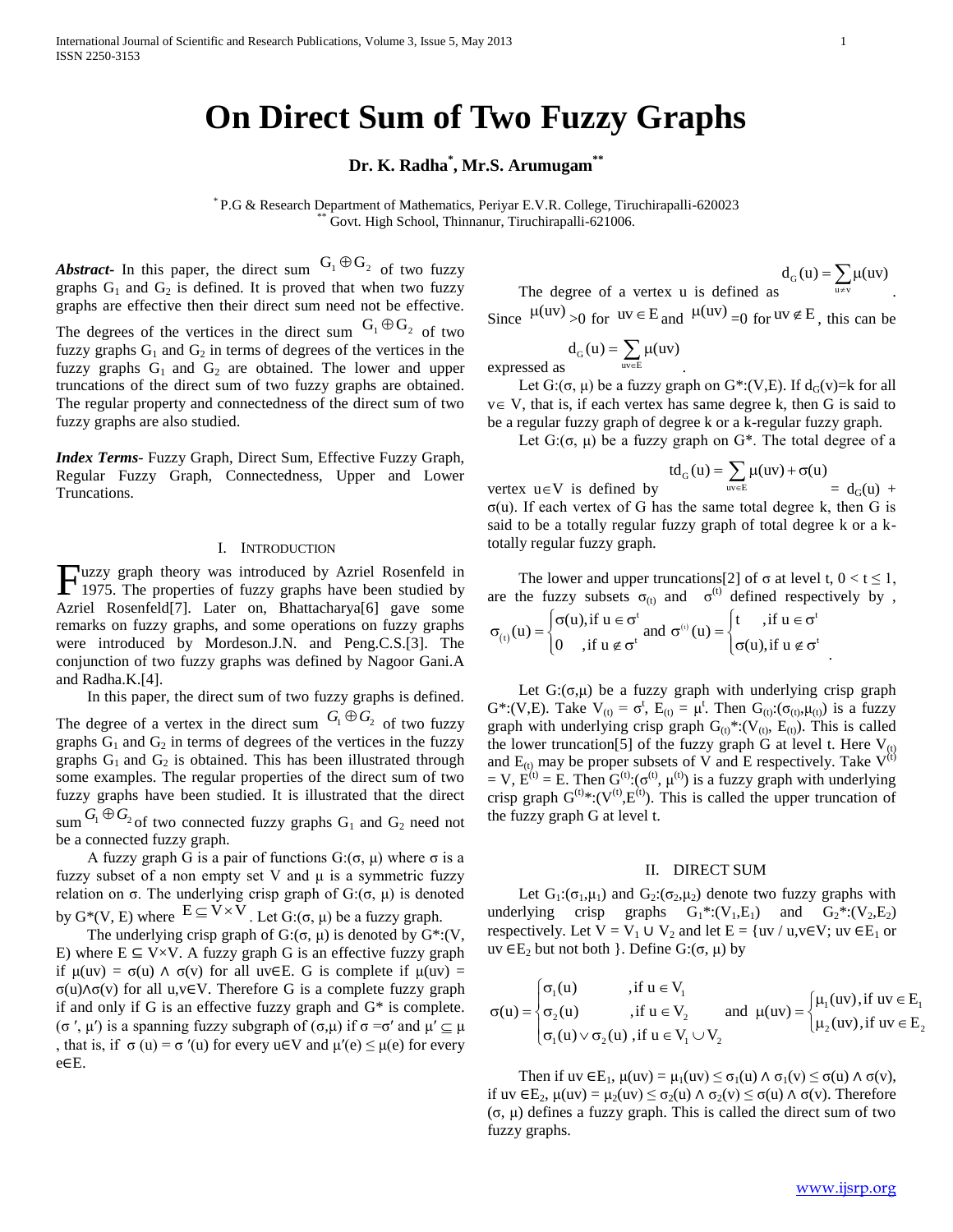# On Direct Sum of Two Fuzzy Graphs

**Dr. K. Radha[*], Mr.S. Arumugam[**]**

[*] P.G & Research Department of Mathematics, Periyar E.V.R. College, Tiruchirapalli-620023
[**] Govt. High School, Thinnanur, Tiruchirapalli-621006.

***Abstract***- In this paper, the direct sum $G_1 \oplus G_2$ of two fuzzy graphs $G_1$ and $G_2$ is defined. It is proved that when two fuzzy graphs are effective then their direct sum need not be effective. The degrees of the vertices in the direct sum $G_1 \oplus G_2$ of two fuzzy graphs $G_1$ and $G_2$ in terms of degrees of the vertices in the fuzzy graphs $G_1$ and $G_2$ are obtained. The lower and upper truncations of the direct sum of two fuzzy graphs are obtained. The regular property and connectedness of the direct sum of two fuzzy graphs are also studied.

***Index Terms***- Fuzzy Graph, Direct Sum, Effective Fuzzy Graph, Regular Fuzzy Graph, Connectedness, Upper and Lower Truncations.

## I. Introduction

Fuzzy graph theory was introduced by Azriel Rosenfeld in 1975. The properties of fuzzy graphs have been studied by Azriel Rosenfeld[7]. Later on, Bhattacharya[6] gave some remarks on fuzzy graphs, and some operations on fuzzy graphs were introduced by Mordeson.J.N. and Peng.C.S.[3]. The conjunction of two fuzzy graphs was defined by Nagoor Gani.A and Radha.K.[4].

In this paper, the direct sum of two fuzzy graphs is defined. The degree of a vertex in the direct sum $G_1 \oplus G_2$ of two fuzzy graphs $G_1$ and $G_2$ in terms of degrees of the vertices in the fuzzy graphs $G_1$ and $G_2$ is obtained. This has been illustrated through some examples. The regular properties of the direct sum of two fuzzy graphs have been studied. It is illustrated that the direct sum $G_1 \oplus G_2$ of two connected fuzzy graphs $G_1$ and $G_2$ need not be a connected fuzzy graph.

A fuzzy graph G is a pair of functions $G:(\sigma, \mu)$ where $\sigma$ is a fuzzy subset of a non empty set V and $\mu$ is a symmetric fuzzy relation on $\sigma$. The underlying crisp graph of $G:(\sigma, \mu)$ is denoted by $G^*(V, E)$ where $E \subseteq V \times V$. Let $G:(\sigma, \mu)$ be a fuzzy graph.

The underlying crisp graph of $G:(\sigma, \mu)$ is denoted by $G^*:(V, E)$ where $E \subseteq V\times V$. A fuzzy graph G is an effective fuzzy graph if $\mu(uv) = \sigma(u) \wedge \sigma(v)$ for all $uv \in E$. G is complete if $\mu(uv) = \sigma(u)\wedge\sigma(v)$ for all $u,v \in V$. Therefore G is a complete fuzzy graph if and only if G is an effective fuzzy graph and $G^*$ is complete. $(\sigma', \mu')$ is a spanning fuzzy subgraph of $(\sigma,\mu)$ if $\sigma = \sigma'$ and $\mu' \subseteq \mu$, that is, if $\sigma(u) = \sigma'(u)$ for every $u \in V$ and $\mu'(e) \le \mu(e)$ for every $e \in E$.

The degree of a vertex u is defined as $d_G(u) = \sum_{u \neq v} \mu(uv)$. Since $\mu(uv) > 0$ for $uv \in E$ and $\mu(uv) = 0$ for $uv \notin E$, this can be expressed as $d_G(u) = \sum_{uv \in E} \mu(uv)$.

Let $G:(\sigma, \mu)$ be a fuzzy graph on $G^*:(V,E)$. If $d_G(v)=k$ for all $v \in V$, that is, if each vertex has same degree k, then G is said to be a regular fuzzy graph of degree k or a k-regular fuzzy graph.

Let $G:(\sigma, \mu)$ be a fuzzy graph on $G^*$. The total degree of a vertex $u \in V$ is defined by $td_G(u) = \sum_{uv \in E} \mu(uv) + \sigma(u) = d_G(u) + \sigma(u)$. If each vertex of G has the same total degree k, then G is said to be a totally regular fuzzy graph of total degree k or a k-totally regular fuzzy graph.

The lower and upper truncations[2] of $\sigma$ at level t, $0 < t \le 1$, are the fuzzy subsets $\sigma_{(t)}$ and $\sigma^{(t)}$ defined respectively by,

$$\sigma_{(t)}(u) = \begin{cases} \sigma(u), & \text{if } u \in \sigma^t \\ 0, & \text{if } u \notin \sigma^t \end{cases} \quad \text{and} \quad \sigma^{(t)}(u) = \begin{cases} t, & \text{if } u \in \sigma^t \\ \sigma(u), & \text{if } u \notin \sigma^t \end{cases}.$$

Let $G:(\sigma,\mu)$ be a fuzzy graph with underlying crisp graph $G^*:(V,E)$. Take $V_{(t)} = \sigma^t$, $E_{(t)} = \mu^t$. Then $G_{(t)}:(\sigma_{(t)},\mu_{(t)})$ is a fuzzy graph with underlying crisp graph $G_{(t)}^*:(V_{(t)}, E_{(t)})$. This is called the lower truncation[5] of the fuzzy graph G at level t. Here $V_{(t)}$ and $E_{(t)}$ may be proper subsets of V and E respectively. Take $V^{(t)} = V$, $E^{(t)} = E$. Then $G^{(t)}:(\sigma^{(t)}, \mu^{(t)})$ is a fuzzy graph with underlying crisp graph $G^{(t)*}:(V^{(t)},E^{(t)})$. This is called the upper truncation of the fuzzy graph G at level t.

## II. Direct Sum

Let $G_1:(\sigma_1,\mu_1)$ and $G_2:(\sigma_2,\mu_2)$ denote two fuzzy graphs with underlying crisp graphs $G_1^*:(V_1,E_1)$ and $G_2^*:(V_2,E_2)$ respectively. Let $V = V_1 \cup V_2$ and let $E = \{uv \,/\, u,v \in V;\ uv \in E_1 \text{ or } uv \in E_2 \text{ but not both}\}$. Define $G:(\sigma, \mu)$ by

$$\sigma(u) = \begin{cases} \sigma_1(u), & \text{if } u \in V_1 \\ \sigma_2(u), & \text{if } u \in V_2 \\ \sigma_1(u) \vee \sigma_2(u), & \text{if } u \in V_1 \cup V_2 \end{cases} \quad \text{and} \quad \mu(uv) = \begin{cases} \mu_1(uv), & \text{if } uv \in E_1 \\ \mu_2(uv), & \text{if } uv \in E_2 \end{cases}$$

Then if $uv \in E_1$, $\mu(uv) = \mu_1(uv) \le \sigma_1(u) \wedge \sigma_1(v) \le \sigma(u) \wedge \sigma(v)$, if $uv \in E_2$, $\mu(uv) = \mu_2(uv) \le \sigma_2(u) \wedge \sigma_2(v) \le \sigma(u) \wedge \sigma(v)$. Therefore $(\sigma, \mu)$ defines a fuzzy graph. This is called the direct sum of two fuzzy graphs.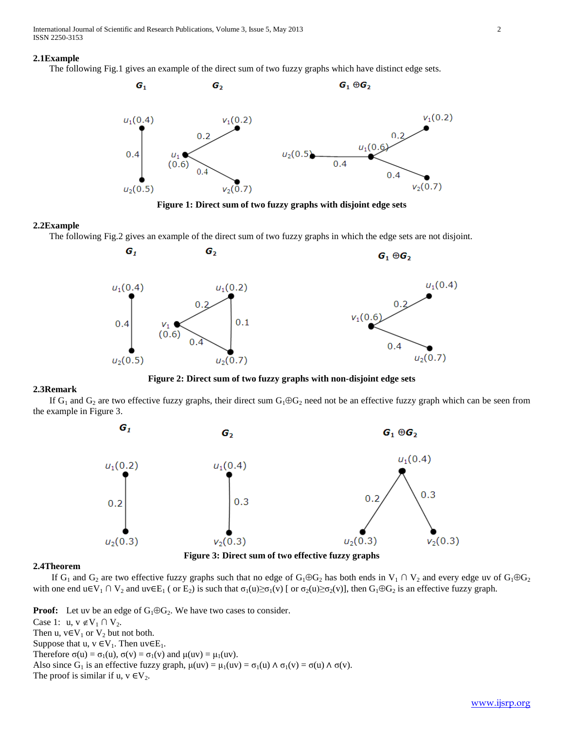**2.1Example**

The following Fig.1 gives an example of the direct sum of two fuzzy graphs which have distinct edge sets.

**Figure 1: Direct sum of two fuzzy graphs with disjoint edge sets**

**2.2Example**

The following Fig.2 gives an example of the direct sum of two fuzzy graphs in which the edge sets are not disjoint.

**Figure 2: Direct sum of two fuzzy graphs with non-disjoint edge sets**

**2.3Remark**

If $G_1$ and $G_2$ are two effective fuzzy graphs, their direct sum $G_1 \oplus G_2$ need not be an effective fuzzy graph which can be seen from the example in Figure 3.

**Figure 3: Direct sum of two effective fuzzy graphs**

**2.4Theorem**

If $G_1$ and $G_2$ are two effective fuzzy graphs such that no edge of $G_1 \oplus G_2$ has both ends in $V_1 \cap V_2$ and every edge uv of $G_1 \oplus G_2$ with one end $u \in V_1 \cap V_2$ and $uv \in E_1$ ( or $E_2$) is such that $\sigma_1(u) \geq \sigma_1(v)$ [ or $\sigma_2(u) \geq \sigma_2(v)$], then $G_1 \oplus G_2$ is an effective fuzzy graph.

**Proof:** Let uv be an edge of $G_1 \oplus G_2$. We have two cases to consider.

Case 1: $u, v \notin V_1 \cap V_2$.

Then $u, v \in V_1$ or $V_2$ but not both.

Suppose that $u, v \in V_1$. Then $uv \in E_1$.

Therefore $\sigma(u) = \sigma_1(u)$, $\sigma(v) = \sigma_1(v)$ and $\mu(uv) = \mu_1(uv)$.

Also since $G_1$ is an effective fuzzy graph, $\mu(uv) = \mu_1(uv) = \sigma_1(u) \wedge \sigma_1(v) = \sigma(u) \wedge \sigma(v)$.

The proof is similar if $u, v \in V_2$.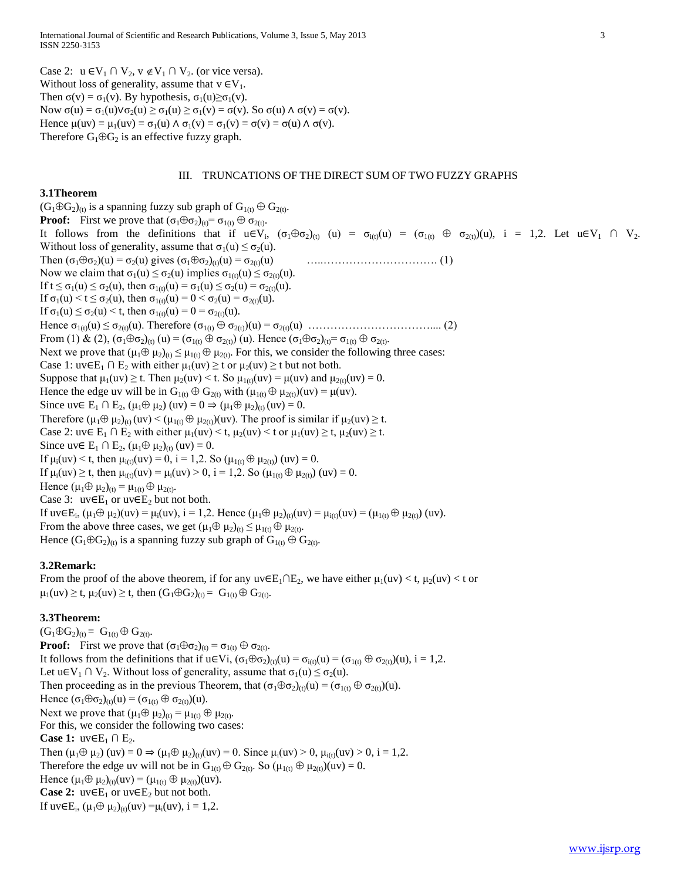Case 2: $u \in V_1 \cap V_2$, $v \notin V_1 \cap V_2$. (or vice versa).
Without loss of generality, assume that $v \in V_1$.
Then $\sigma(v) = \sigma_1(v)$. By hypothesis, $\sigma_1(u) \geq \sigma_1(v)$.
Now $\sigma(u) = \sigma_1(u) \vee \sigma_2(u) \geq \sigma_1(u) \geq \sigma_1(v) = \sigma(v)$. So $\sigma(u) \wedge \sigma(v) = \sigma(v)$.
Hence $\mu(uv) = \mu_1(uv) = \sigma_1(u) \wedge \sigma_1(v) = \sigma_1(v) = \sigma(v) = \sigma(u) \wedge \sigma(v)$.
Therefore $G_1 \oplus G_2$ is an effective fuzzy graph.

## III. TRUNCATIONS OF THE DIRECT SUM OF TWO FUZZY GRAPHS

### 3.1 Theorem

$(G_1 \oplus G_2)_{(t)}$ is a spanning fuzzy sub graph of $G_{1(t)} \oplus G_{2(t)}$.

**Proof:** First we prove that $(\sigma_1 \oplus \sigma_2)_{(t)} = \sigma_{1(t)} \oplus \sigma_{2(t)}$.
It follows from the definitions that if $u \in V_i$, $(\sigma_1 \oplus \sigma_2)_{(t)}(u) = \sigma_{i(t)}(u) = (\sigma_{1(t)} \oplus \sigma_{2(t)})(u)$, $i = 1,2$. Let $u \in V_1 \cap V_2$.
Without loss of generality, assume that $\sigma_1(u) \leq \sigma_2(u)$.
Then $(\sigma_1 \oplus \sigma_2)(u) = \sigma_2(u)$ gives $(\sigma_1 \oplus \sigma_2)_{(t)}(u) = \sigma_{2(t)}(u)$ …………………………………. (1)
Now we claim that $\sigma_1(u) \leq \sigma_2(u)$ implies $\sigma_{1(t)}(u) \leq \sigma_{2(t)}(u)$.
If $t \leq \sigma_1(u) \leq \sigma_2(u)$, then $\sigma_{1(t)}(u) = \sigma_1(u) \leq \sigma_2(u) = \sigma_{2(t)}(u)$.
If $\sigma_1(u) < t \leq \sigma_2(u)$, then $\sigma_{1(t)}(u) = 0 < \sigma_2(u) = \sigma_{2(t)}(u)$.
If $\sigma_1(u) \leq \sigma_2(u) < t$, then $\sigma_{1(t)}(u) = 0 = \sigma_{2(t)}(u)$.
Hence $\sigma_{1(t)}(u) \leq \sigma_{2(t)}(u)$. Therefore $(\sigma_{1(t)} \oplus \sigma_{2(t)})(u) = \sigma_{2(t)}(u)$ ……………………………….... (2)
From (1) & (2), $(\sigma_1 \oplus \sigma_2)_{(t)}(u) = (\sigma_{1(t)} \oplus \sigma_{2(t)})(u)$. Hence $(\sigma_1 \oplus \sigma_2)_{(t)} = \sigma_{1(t)} \oplus \sigma_{2(t)}$.
Next we prove that $(\mu_1 \oplus \mu_2)_{(t)} \leq \mu_{1(t)} \oplus \mu_{2(t)}$. For this, we consider the following three cases:
Case 1: $uv \in E_1 \cap E_2$ with either $\mu_1(uv) \geq t$ or $\mu_2(uv) \geq t$ but not both.
Suppose that $\mu_1(uv) \geq t$. Then $\mu_2(uv) < t$. So $\mu_{1(t)}(uv) = \mu(uv)$ and $\mu_{2(t)}(uv) = 0$.
Hence the edge $uv$ will be in $G_{1(t)} \oplus G_{2(t)}$ with $(\mu_{1(t)} \oplus \mu_{2(t)})(uv) = \mu(uv)$.
Since $uv \in E_1 \cap E_2$, $(\mu_1 \oplus \mu_2)(uv) = 0 \Rightarrow (\mu_1 \oplus \mu_2)_{(t)}(uv) = 0$.
Therefore $(\mu_1 \oplus \mu_2)_{(t)}(uv) < (\mu_{1(t)} \oplus \mu_{2(t)})(uv)$. The proof is similar if $\mu_2(uv) \geq t$.
Case 2: $uv \in E_1 \cap E_2$ with either $\mu_1(uv) < t$, $\mu_2(uv) < t$ or $\mu_1(uv) \geq t$, $\mu_2(uv) \geq t$.
Since $uv \in E_1 \cap E_2$, $(\mu_1 \oplus \mu_2)_{(t)}(uv) = 0$.
If $\mu_i(uv) < t$, then $\mu_{i(t)}(uv) = 0$, $i = 1,2$. So $(\mu_{1(t)} \oplus \mu_{2(t)})(uv) = 0$.
If $\mu_i(uv) \geq t$, then $\mu_{i(t)}(uv) = \mu_i(uv) > 0$, $i = 1,2$. So $(\mu_{1(t)} \oplus \mu_{2(t)})(uv) = 0$.
Hence $(\mu_1 \oplus \mu_2)_{(t)} = \mu_{1(t)} \oplus \mu_{2(t)}$.
Case 3: $uv \in E_1$ or $uv \in E_2$ but not both.
If $uv \in E_i$, $(\mu_1 \oplus \mu_2)(uv) = \mu_i(uv)$, $i = 1,2$. Hence $(\mu_1 \oplus \mu_2)_{(t)}(uv) = \mu_{i(t)}(uv) = (\mu_{1(t)} \oplus \mu_{2(t)})(uv)$.
From the above three cases, we get $(\mu_1 \oplus \mu_2)_{(t)} \leq \mu_{1(t)} \oplus \mu_{2(t)}$.
Hence $(G_1 \oplus G_2)_{(t)}$ is a spanning fuzzy sub graph of $G_{1(t)} \oplus G_{2(t)}$.

### 3.2 Remark:

From the proof of the above theorem, if for any $uv \in E_1 \cap E_2$, we have either $\mu_1(uv) < t$, $\mu_2(uv) < t$ or $\mu_1(uv) \geq t$, $\mu_2(uv) \geq t$, then $(G_1 \oplus G_2)_{(t)} = G_{1(t)} \oplus G_{2(t)}$.

### 3.3 Theorem:

$(G_1 \oplus G_2)_{(t)} = G_{1(t)} \oplus G_{2(t)}$.

**Proof:** First we prove that $(\sigma_1 \oplus \sigma_2)_{(t)} = \sigma_{1(t)} \oplus \sigma_{2(t)}$.
It follows from the definitions that if $u \in V_i$, $(\sigma_1 \oplus \sigma_2)_{(t)}(u) = \sigma_{i(t)}(u) = (\sigma_{1(t)} \oplus \sigma_{2(t)})(u)$, $i = 1,2$.
Let $u \in V_1 \cap V_2$. Without loss of generality, assume that $\sigma_1(u) \leq \sigma_2(u)$.
Then proceeding as in the previous Theorem, that $(\sigma_1 \oplus \sigma_2)_{(t)}(u) = (\sigma_{1(t)} \oplus \sigma_{2(t)})(u)$.
Hence $(\sigma_1 \oplus \sigma_2)_{(t)}(u) = (\sigma_{1(t)} \oplus \sigma_{2(t)})(u)$.
Next we prove that $(\mu_1 \oplus \mu_2)_{(t)} = \mu_{1(t)} \oplus \mu_{2(t)}$.
For this, we consider the following two cases:
**Case 1:** $uv \in E_1 \cap E_2$.
Then $(\mu_1 \oplus \mu_2)(uv) = 0 \Rightarrow (\mu_1 \oplus \mu_2)_{(t)}(uv) = 0$. Since $\mu_i(uv) > 0$, $\mu_{i(t)}(uv) > 0$, $i = 1,2$.
Therefore the edge $uv$ will not be in $G_{1(t)} \oplus G_{2(t)}$. So $(\mu_{1(t)} \oplus \mu_{2(t)})(uv) = 0$.
Hence $(\mu_1 \oplus \mu_2)_{(t)}(uv) = (\mu_{1(t)} \oplus \mu_{2(t)})(uv)$.
**Case 2:** $uv \in E_1$ or $uv \in E_2$ but not both.
If $uv \in E_i$, $(\mu_1 \oplus \mu_2)_{(t)}(uv) = \mu_i(uv)$, $i = 1,2$.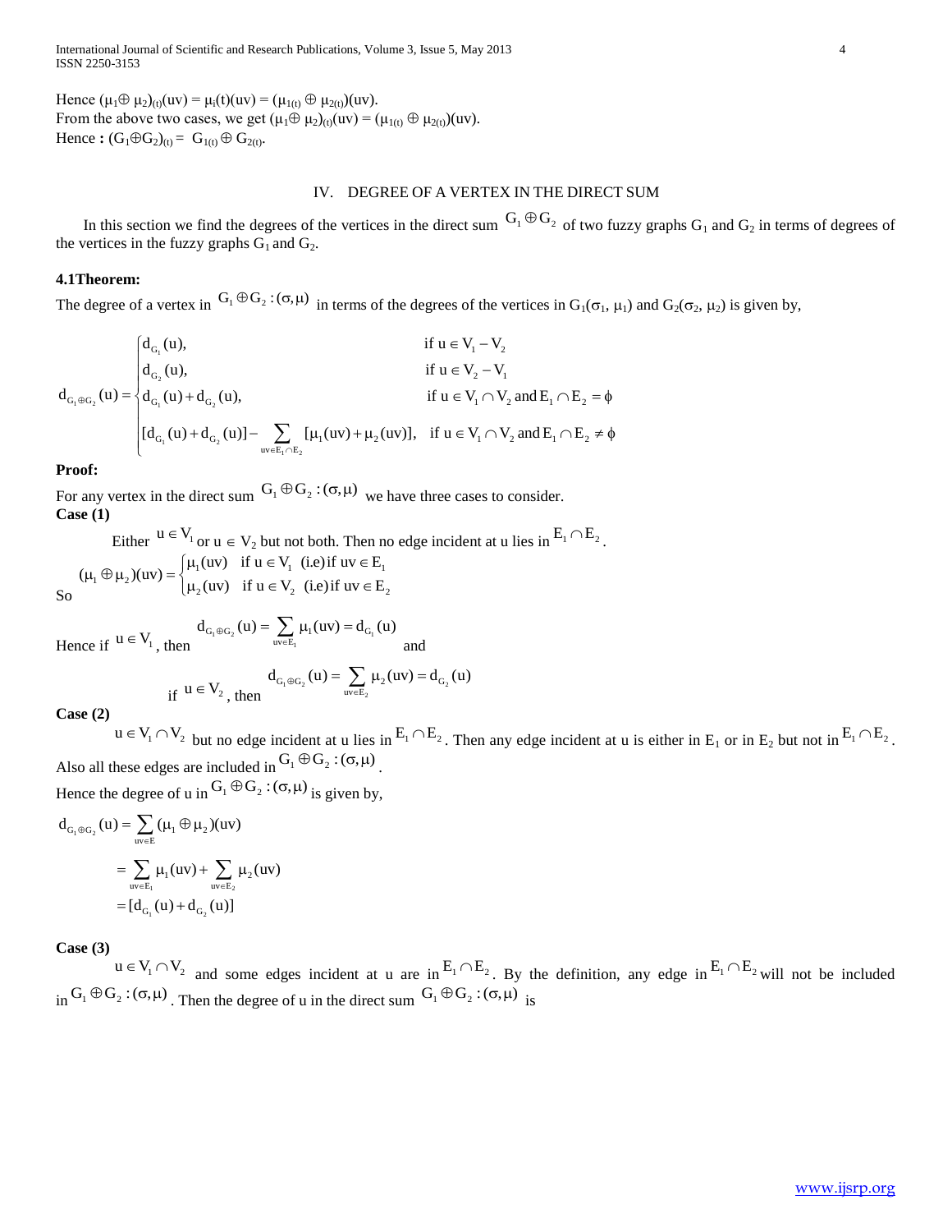Hence $(\mu_1 \oplus \mu_2)_{(t)}(uv) = \mu_i(t)(uv) = (\mu_{1(t)} \oplus \mu_{2(t)})(uv)$.
From the above two cases, we get $(\mu_1 \oplus \mu_2)_{(t)}(uv) = (\mu_{1(t)} \oplus \mu_{2(t)})(uv)$.
Hence **:** $(G_1 \oplus G_2)_{(t)} = G_{1(t)} \oplus G_{2(t)}$.

## IV. DEGREE OF A VERTEX IN THE DIRECT SUM

In this section we find the degrees of the vertices in the direct sum $G_1 \oplus G_2$ of two fuzzy graphs $G_1$ and $G_2$ in terms of degrees of the vertices in the fuzzy graphs $G_1$ and $G_2$.

**4.1Theorem:**

The degree of a vertex in $G_1 \oplus G_2 : (\sigma, \mu)$ in terms of the degrees of the vertices in $G_1(\sigma_1, \mu_1)$ and $G_2(\sigma_2, \mu_2)$ is given by,

$$d_{G_1 \oplus G_2}(u) = \begin{cases} d_{G_1}(u), & \text{if } u \in V_1 - V_2 \\ d_{G_2}(u), & \text{if } u \in V_2 - V_1 \\ d_{G_1}(u) + d_{G_2}(u), & \text{if } u \in V_1 \cap V_2 \text{ and } E_1 \cap E_2 = \phi \\ [d_{G_1}(u) + d_{G_2}(u)] - \sum\limits_{uv \in E_1 \cap E_2} [\mu_1(uv) + \mu_2(uv)], & \text{if } u \in V_1 \cap V_2 \text{ and } E_1 \cap E_2 \neq \phi \end{cases}$$

**Proof:**

For any vertex in the direct sum $G_1 \oplus G_2 : (\sigma, \mu)$ we have three cases to consider.

**Case (1)**

Either $u \in V_1$ or $u \in V_2$ but not both. Then no edge incident at u lies in $E_1 \cap E_2$.

So
$$(\mu_1 \oplus \mu_2)(uv) = \begin{cases} \mu_1(uv) & \text{if } u \in V_1 \text{ (i.e) if } uv \in E_1 \\ \mu_2(uv) & \text{if } u \in V_2 \text{ (i.e) if } uv \in E_2 \end{cases}$$

Hence if $u \in V_1$, then $d_{G_1 \oplus G_2}(u) = \sum\limits_{uv \in E_1} \mu_1(uv) = d_{G_1}(u)$ and

if $u \in V_2$, then $d_{G_1 \oplus G_2}(u) = \sum\limits_{uv \in E_2} \mu_2(uv) = d_{G_2}(u)$

**Case (2)**

$u \in V_1 \cap V_2$ but no edge incident at u lies in $E_1 \cap E_2$. Then any edge incident at u is either in $E_1$ or in $E_2$ but not in $E_1 \cap E_2$. Also all these edges are included in $G_1 \oplus G_2 : (\sigma, \mu)$.

Hence the degree of u in $G_1 \oplus G_2 : (\sigma, \mu)$ is given by,

$$\begin{aligned} d_{G_1 \oplus G_2}(u) &= \sum_{uv \in E} (\mu_1 \oplus \mu_2)(uv) \\ &= \sum_{uv \in E_1} \mu_1(uv) + \sum_{uv \in E_2} \mu_2(uv) \\ &= [d_{G_1}(u) + d_{G_2}(u)] \end{aligned}$$

**Case (3)**

$u \in V_1 \cap V_2$ and some edges incident at u are in $E_1 \cap E_2$. By the definition, any edge in $E_1 \cap E_2$ will not be included in $G_1 \oplus G_2 : (\sigma, \mu)$. Then the degree of u in the direct sum $G_1 \oplus G_2 : (\sigma, \mu)$ is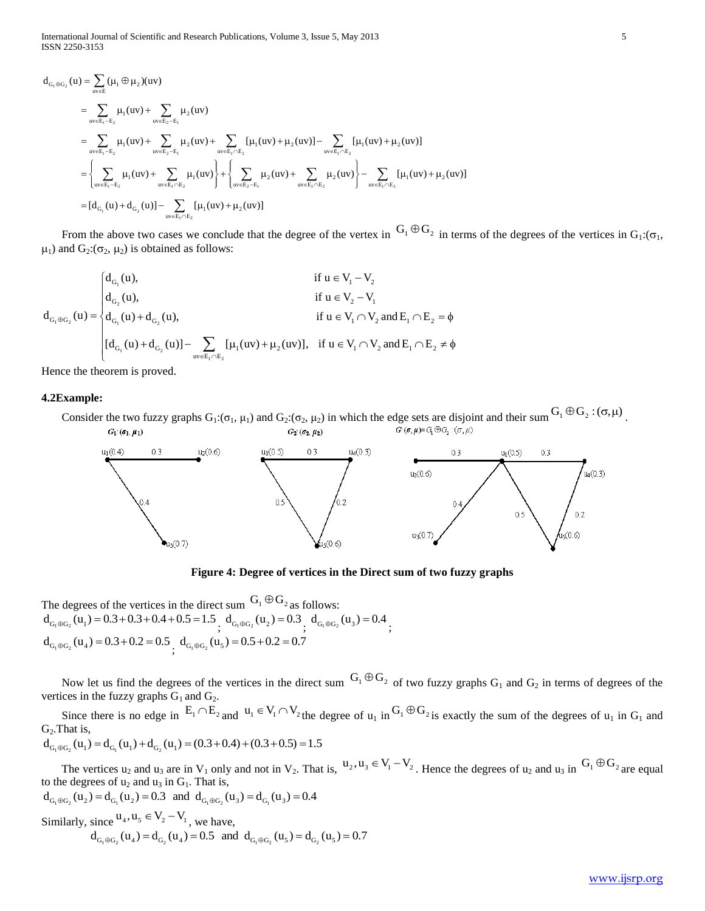$$
\begin{aligned}
d_{G_1 \oplus G_2}(u) &= \sum_{uv \in E} (\mu_1 \oplus \mu_2)(uv) \\
&= \sum_{uv \in E_1 - E_2} \mu_1(uv) + \sum_{uv \in E_2 - E_1} \mu_2(uv) \\
&= \sum_{uv \in E_1 - E_2} \mu_1(uv) + \sum_{uv \in E_2 - E_1} \mu_2(uv) + \sum_{uv \in E_1 \cap E_2} [\mu_1(uv) + \mu_2(uv)] - \sum_{uv \in E_1 \cap E_2} [\mu_1(uv) + \mu_2(uv)] \\
&= \left\{ \sum_{uv \in E_1 - E_2} \mu_1(uv) + \sum_{uv \in E_1 \cap E_2} \mu_1(uv) \right\} + \left\{ \sum_{uv \in E_2 - E_1} \mu_2(uv) + \sum_{uv \in E_1 \cap E_2} \mu_2(uv) \right\} - \sum_{uv \in E_1 \cap E_2} [\mu_1(uv) + \mu_2(uv)] \\
&= [d_{G_1}(u) + d_{G_2}(u)] - \sum_{uv \in E_1 \cap E_2} [\mu_1(uv) + \mu_2(uv)]
\end{aligned}
$$

From the above two cases we conclude that the degree of the vertex in $G_1 \oplus G_2$ in terms of the degrees of the vertices in $G_1:(\sigma_1, \mu_1)$ and $G_2:(\sigma_2, \mu_2)$ is obtained as follows:

$$
d_{G_1 \oplus G_2}(u) = \begin{cases} d_{G_1}(u), & \text{if } u \in V_1 - V_2 \\ d_{G_2}(u), & \text{if } u \in V_2 - V_1 \\ d_{G_1}(u) + d_{G_2}(u), & \text{if } u \in V_1 \cap V_2 \text{ and } E_1 \cap E_2 = \phi \\ [d_{G_1}(u) + d_{G_2}(u)] - \sum_{uv \in E_1 \cap E_2} [\mu_1(uv) + \mu_2(uv)], & \text{if } u \in V_1 \cap V_2 \text{ and } E_1 \cap E_2 \neq \phi \end{cases}
$$

Hence the theorem is proved.

### 4.2Example:

Consider the two fuzzy graphs $G_1:(\sigma_1, \mu_1)$ and $G_2:(\sigma_2, \mu_2)$ in which the edge sets are disjoint and their sum $G_1 \oplus G_2 : (\sigma, \mu)$.

**Figure 4: Degree of vertices in the Direct sum of two fuzzy graphs**

The degrees of the vertices in the direct sum $G_1 \oplus G_2$ as follows:

$d_{G_1 \oplus G_2}(u_1) = 0.3 + 0.3 + 0.4 + 0.5 = 1.5$; $d_{G_1 \oplus G_2}(u_2) = 0.3$; $d_{G_1 \oplus G_2}(u_3) = 0.4$;

$d_{G_1 \oplus G_2}(u_4) = 0.3 + 0.2 = 0.5$; $d_{G_1 \oplus G_2}(u_5) = 0.5 + 0.2 = 0.7$

Now let us find the degrees of the vertices in the direct sum $G_1 \oplus G_2$ of two fuzzy graphs $G_1$ and $G_2$ in terms of degrees of the vertices in the fuzzy graphs $G_1$ and $G_2$.

Since there is no edge in $E_1 \cap E_2$ and $u_1 \in V_1 \cap V_2$ the degree of $u_1$ in $G_1 \oplus G_2$ is exactly the sum of the degrees of $u_1$ in $G_1$ and $G_2$.That is,

$$d_{G_1 \oplus G_2}(u_1) = d_{G_1}(u_1) + d_{G_2}(u_1) = (0.3 + 0.4) + (0.3 + 0.5) = 1.5$$

The vertices $u_2$ and $u_3$ are in $V_1$ only and not in $V_2$. That is, $u_2, u_3 \in V_1 - V_2$. Hence the degrees of $u_2$ and $u_3$ in $G_1 \oplus G_2$ are equal to the degrees of $u_2$ and $u_3$ in $G_1$. That is,

$$d_{G_1 \oplus G_2}(u_2) = d_{G_1}(u_2) = 0.3 \text{ and } d_{G_1 \oplus G_2}(u_3) = d_{G_1}(u_3) = 0.4$$

Similarly, since $u_4, u_5 \in V_2 - V_1$, we have,

$$d_{G_1 \oplus G_2}(u_4) = d_{G_2}(u_4) = 0.5 \text{ and } d_{G_1 \oplus G_2}(u_5) = d_{G_2}(u_5) = 0.7$$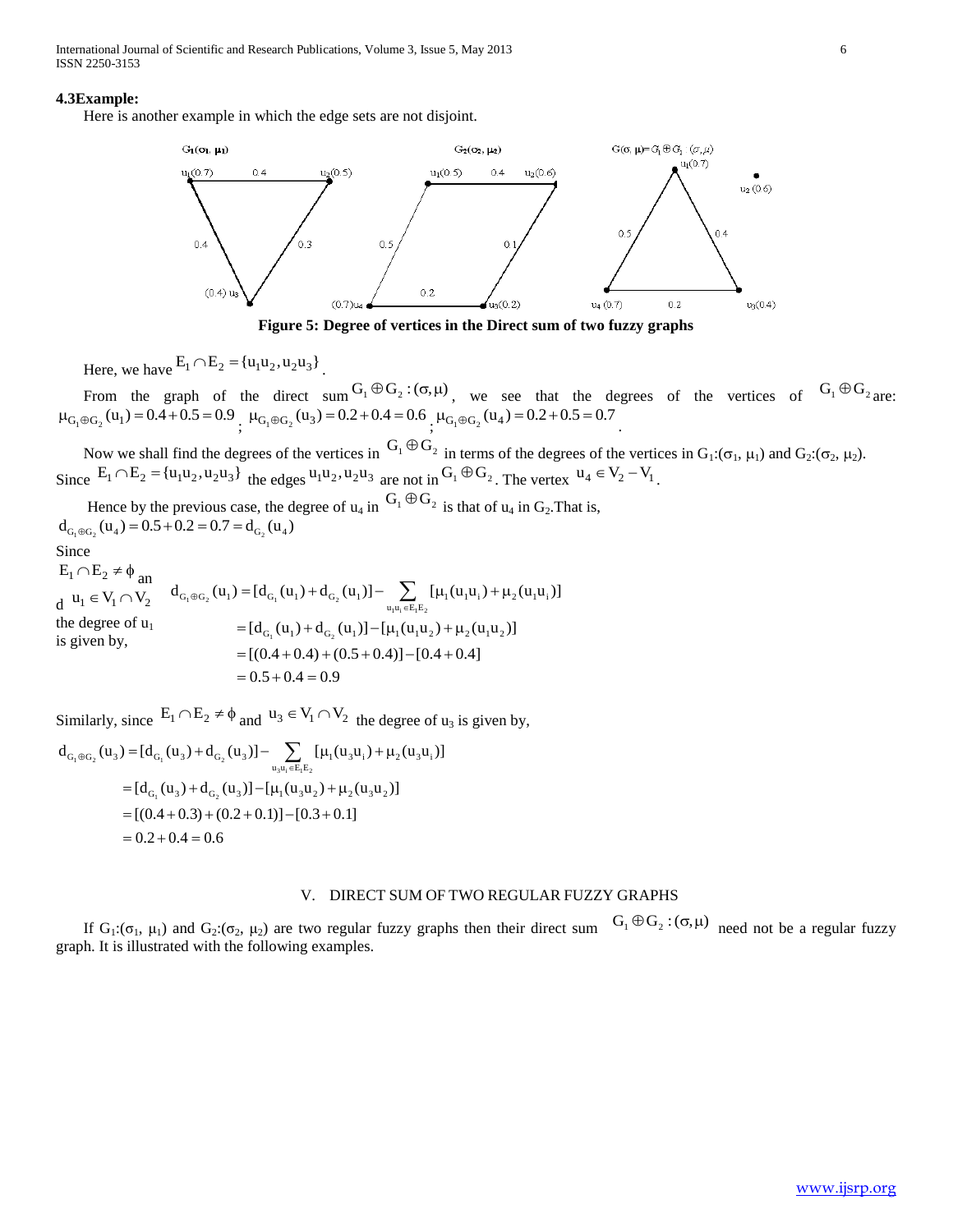**4.3Example:**

Here is another example in which the edge sets are not disjoint.

**Figure 5: Degree of vertices in the Direct sum of two fuzzy graphs**

Here, we have $E_1 \cap E_2 = \{u_1u_2, u_2u_3\}$.

From the graph of the direct sum $G_1 \oplus G_2 : (\sigma, \mu)$, we see that the degrees of the vertices of $G_1 \oplus G_2$ are: $\mu_{G_1 \oplus G_2}(u_1) = 0.4 + 0.5 = 0.9$ ; $\mu_{G_1 \oplus G_2}(u_3) = 0.2 + 0.4 = 0.6$ ; $\mu_{G_1 \oplus G_2}(u_4) = 0.2 + 0.5 = 0.7$ .

Now we shall find the degrees of the vertices in $G_1 \oplus G_2$ in terms of the degrees of the vertices in $G_1:(\sigma_1, \mu_1)$ and $G_2:(\sigma_2, \mu_2)$. Since $E_1 \cap E_2 = \{u_1u_2, u_2u_3\}$ the edges $u_1u_2, u_2u_3$ are not in $G_1 \oplus G_2$. The vertex $u_4 \in V_2 - V_1$.

Hence by the previous case, the degree of $u_4$ in $G_1 \oplus G_2$ is that of $u_4$ in $G_2$. That is,

$d_{G_1 \oplus G_2}(u_4) = 0.5 + 0.2 = 0.7 = d_{G_2}(u_4)$

Since $E_1 \cap E_2 \neq \phi$ and $u_1 \in V_1 \cap V_2$ the degree of $u_1$ is given by,

$$
\begin{aligned}
d_{G_1 \oplus G_2}(u_1) &= [d_{G_1}(u_1) + d_{G_2}(u_1)] - \sum_{u_1u_i \in E_1E_2} [\mu_1(u_1u_i) + \mu_2(u_1u_i)] \\
&= [d_{G_1}(u_1) + d_{G_2}(u_1)] - [\mu_1(u_1u_2) + \mu_2(u_1u_2)] \\
&= [(0.4 + 0.4) + (0.5 + 0.4)] - [0.4 + 0.4] \\
&= 0.5 + 0.4 = 0.9
\end{aligned}
$$

Similarly, since $E_1 \cap E_2 \neq \phi$ and $u_3 \in V_1 \cap V_2$ the degree of $u_3$ is given by,

$$
\begin{aligned}
d_{G_1 \oplus G_2}(u_3) &= [d_{G_1}(u_3) + d_{G_2}(u_3)] - \sum_{u_3u_i \in E_1E_2} [\mu_1(u_3u_i) + \mu_2(u_3u_i)] \\
&= [d_{G_1}(u_3) + d_{G_2}(u_3)] - [\mu_1(u_3u_2) + \mu_2(u_3u_2)] \\
&= [(0.4 + 0.3) + (0.2 + 0.1)] - [0.3 + 0.1] \\
&= 0.2 + 0.4 = 0.6
\end{aligned}
$$

## V. DIRECT SUM OF TWO REGULAR FUZZY GRAPHS

If $G_1:(\sigma_1, \mu_1)$ and $G_2:(\sigma_2, \mu_2)$ are two regular fuzzy graphs then their direct sum $G_1 \oplus G_2 : (\sigma, \mu)$ need not be a regular fuzzy graph. It is illustrated with the following examples.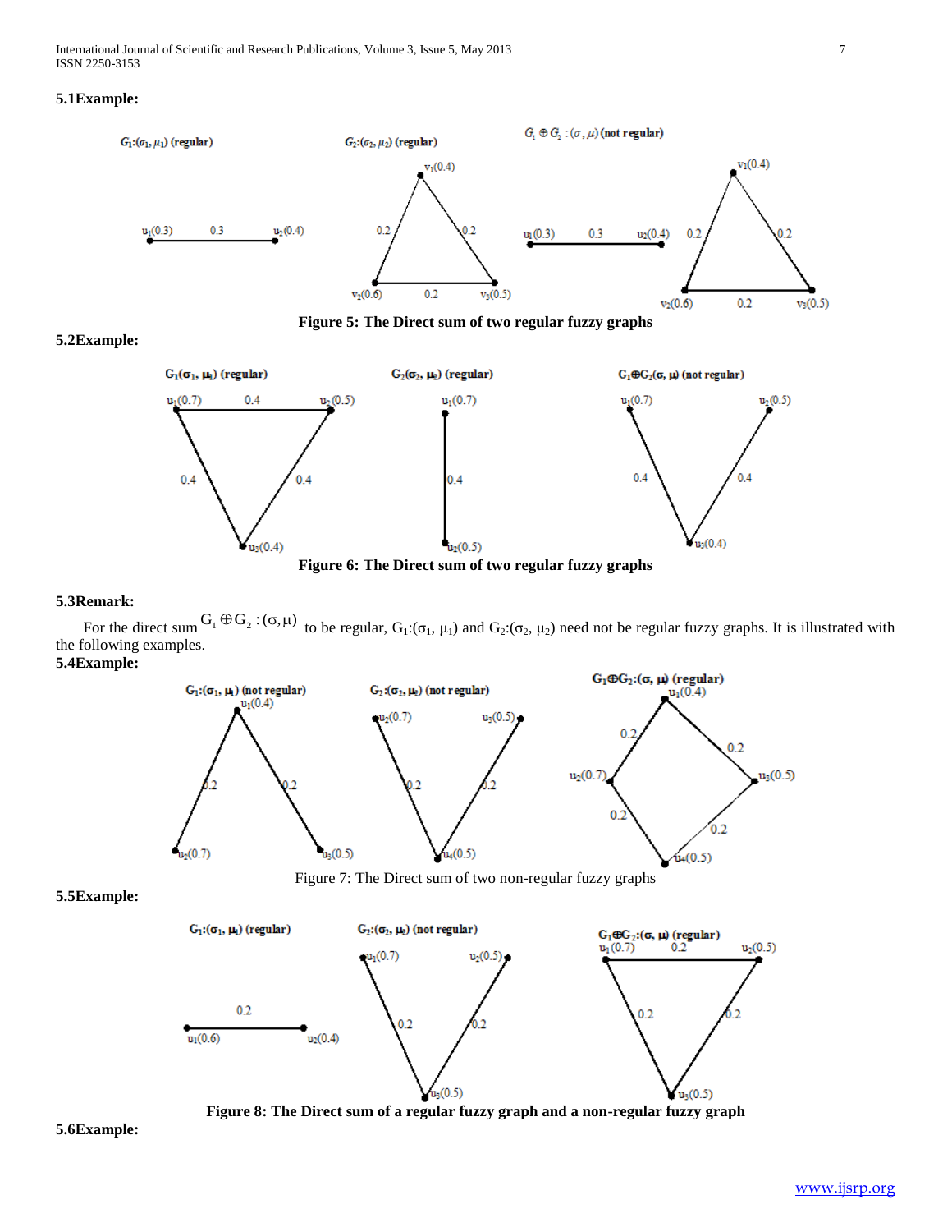### 5.1 Example:

Figure 5: The Direct sum of two regular fuzzy graphs

### 5.2 Example:

Figure 6: The Direct sum of two regular fuzzy graphs

### 5.3 Remark:

For the direct sum $G_1 \oplus G_2 : (\sigma, \mu)$ to be regular, $G_1:(\sigma_1, \mu_1)$ and $G_2:(\sigma_2, \mu_2)$ need not be regular fuzzy graphs. It is illustrated with the following examples.

### 5.4 Example:

Figure 7: The Direct sum of two non-regular fuzzy graphs

### 5.5 Example:

Figure 8: The Direct sum of a regular fuzzy graph and a non-regular fuzzy graph

### 5.6 Example: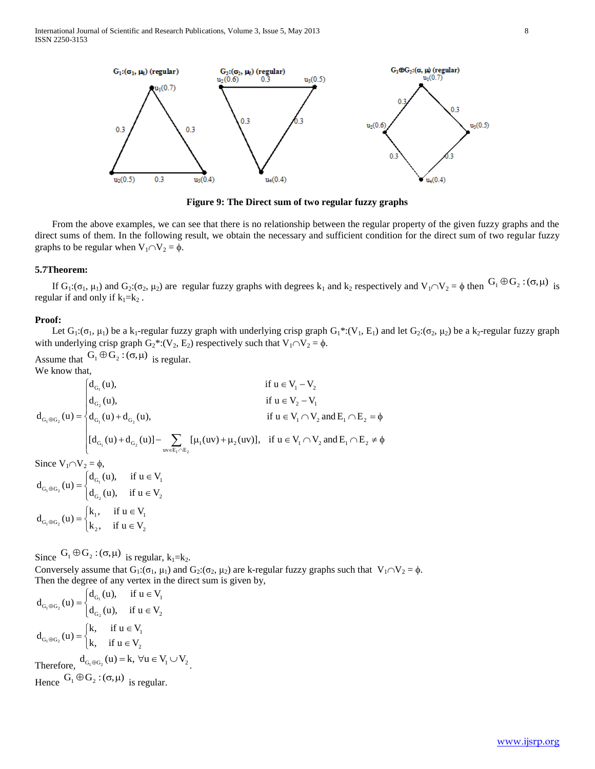Figure 9: The Direct sum of two regular fuzzy graphs

From the above examples, we can see that there is no relationship between the regular property of the given fuzzy graphs and the direct sums of them. In the following result, we obtain the necessary and sufficient condition for the direct sum of two regular fuzzy graphs to be regular when $V_1 \cap V_2 = \phi$.

**5.7Theorem:**

If $G_1:(\sigma_1, \mu_1)$ and $G_2:(\sigma_2, \mu_2)$ are regular fuzzy graphs with degrees $k_1$ and $k_2$ respectively and $V_1 \cap V_2 = \phi$ then $G_1 \oplus G_2 : (\sigma, \mu)$ is regular if and only if $k_1 = k_2$ .

**Proof:**

Let $G_1:(\sigma_1, \mu_1)$ be a $k_1$-regular fuzzy graph with underlying crisp graph $G_1^*:(V_1, E_1)$ and let $G_2:(\sigma_2, \mu_2)$ be a $k_2$-regular fuzzy graph with underlying crisp graph $G_2^*:(V_2, E_2)$ respectively such that $V_1 \cap V_2 = \phi$.

Assume that $G_1 \oplus G_2 : (\sigma, \mu)$ is regular.

We know that,

$$d_{G_1 \oplus G_2}(u) = \begin{cases} d_{G_1}(u), & \text{if } u \in V_1 - V_2 \\ d_{G_2}(u), & \text{if } u \in V_2 - V_1 \\ d_{G_1}(u) + d_{G_2}(u), & \text{if } u \in V_1 \cap V_2 \text{ and } E_1 \cap E_2 = \phi \\ [d_{G_1}(u) + d_{G_2}(u)] - \sum\limits_{uv \in E_1 \cap E_2} [\mu_1(uv) + \mu_2(uv)], & \text{if } u \in V_1 \cap V_2 \text{ and } E_1 \cap E_2 \neq \phi \end{cases}$$

Since $V_1 \cap V_2 = \phi$,

$$d_{G_1 \oplus G_2}(u) = \begin{cases} d_{G_1}(u), & \text{if } u \in V_1 \\ d_{G_2}(u), & \text{if } u \in V_2 \end{cases}$$

$$d_{G_1 \oplus G_2}(u) = \begin{cases} k_1, & \text{if } u \in V_1 \\ k_2, & \text{if } u \in V_2 \end{cases}$$

Since $G_1 \oplus G_2 : (\sigma, \mu)$ is regular, $k_1 = k_2$.

Conversely assume that $G_1:(\sigma_1, \mu_1)$ and $G_2:(\sigma_2, \mu_2)$ are k-regular fuzzy graphs such that $V_1 \cap V_2 = \phi$.

Then the degree of any vertex in the direct sum is given by,

$$d_{G_1 \oplus G_2}(u) = \begin{cases} d_{G_1}(u), & \text{if } u \in V_1 \\ d_{G_2}(u), & \text{if } u \in V_2 \end{cases}$$

$$d_{G_1 \oplus G_2}(u) = \begin{cases} k, & \text{if } u \in V_1 \\ k, & \text{if } u \in V_2 \end{cases}$$

Therefore, $d_{G_1 \oplus G_2}(u) = k, \ \forall u \in V_1 \cup V_2$.

Hence $G_1 \oplus G_2 : (\sigma, \mu)$ is regular.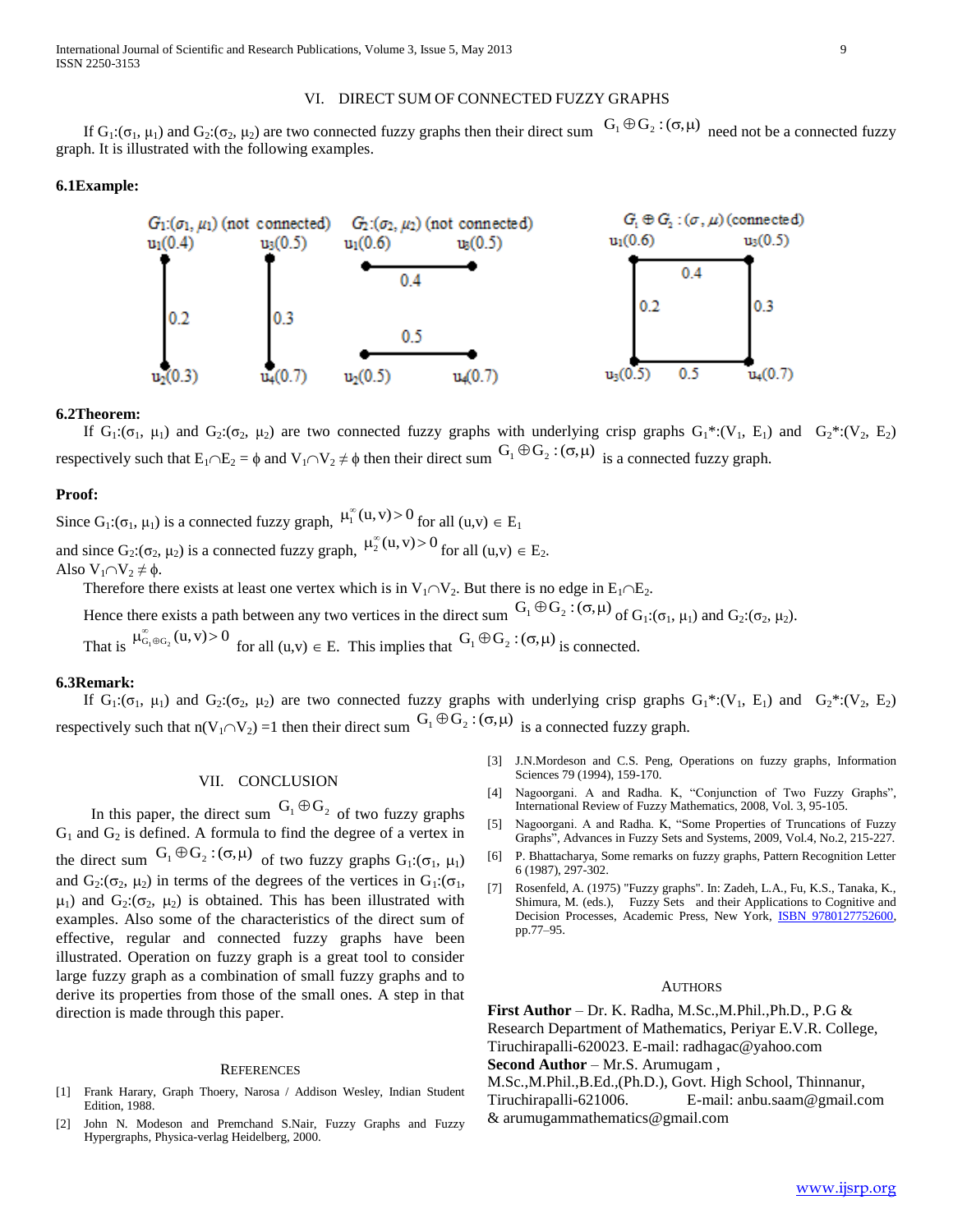## VI. DIRECT SUM OF CONNECTED FUZZY GRAPHS

If $G_1:(\sigma_1, \mu_1)$ and $G_2:(\sigma_2, \mu_2)$ are two connected fuzzy graphs then their direct sum $G_1 \oplus G_2 : (\sigma, \mu)$ need not be a connected fuzzy graph. It is illustrated with the following examples.

**6.1Example:**

$G_1:(\sigma_1, \mu_1)$ (not connected) $G_2:(\sigma_2, \mu_2)$ (not connected) $G_1 \oplus G_2 : (\sigma, \mu)$ (connected)

**6.2Theorem:**

If $G_1:(\sigma_1, \mu_1)$ and $G_2:(\sigma_2, \mu_2)$ are two connected fuzzy graphs with underlying crisp graphs $G_1^*:(V_1, E_1)$ and $G_2^*:(V_2, E_2)$ respectively such that $E_1 \cap E_2 = \phi$ and $V_1 \cap V_2 \neq \phi$ then their direct sum $G_1 \oplus G_2 : (\sigma, \mu)$ is a connected fuzzy graph.

**Proof:**

Since $G_1:(\sigma_1, \mu_1)$ is a connected fuzzy graph, $\mu_1^{\infty}(u, v) > 0$ for all $(u,v) \in E_1$

and since $G_2:(\sigma_2, \mu_2)$ is a connected fuzzy graph, $\mu_2^{\infty}(u, v) > 0$ for all $(u,v) \in E_2$.

Also $V_1 \cap V_2 \neq \phi$.

Therefore there exists at least one vertex which is in $V_1 \cap V_2$. But there is no edge in $E_1 \cap E_2$.

Hence there exists a path between any two vertices in the direct sum $G_1 \oplus G_2 : (\sigma, \mu)$ of $G_1:(\sigma_1, \mu_1)$ and $G_2:(\sigma_2, \mu_2)$.

That is $\mu^{\infty}_{G_1 \oplus G_2}(u, v) > 0$ for all $(u,v) \in E$. This implies that $G_1 \oplus G_2 : (\sigma, \mu)$ is connected.

**6.3Remark:**

If $G_1:(\sigma_1, \mu_1)$ and $G_2:(\sigma_2, \mu_2)$ are two connected fuzzy graphs with underlying crisp graphs $G_1^*:(V_1, E_1)$ and $G_2^*:(V_2, E_2)$ respectively such that $n(V_1 \cap V_2) = 1$ then their direct sum $G_1 \oplus G_2 : (\sigma, \mu)$ is a connected fuzzy graph.

## VII. CONCLUSION

In this paper, the direct sum $G_1 \oplus G_2$ of two fuzzy graphs $G_1$ and $G_2$ is defined. A formula to find the degree of a vertex in the direct sum $G_1 \oplus G_2 : (\sigma, \mu)$ of two fuzzy graphs $G_1:(\sigma_1, \mu_1)$ and $G_2:(\sigma_2, \mu_2)$ in terms of the degrees of the vertices in $G_1:(\sigma_1, \mu_1)$ and $G_2:(\sigma_2, \mu_2)$ is obtained. This has been illustrated with examples. Also some of the characteristics of the direct sum of effective, regular and connected fuzzy graphs have been illustrated. Operation on fuzzy graph is a great tool to consider large fuzzy graph as a combination of small fuzzy graphs and to derive its properties from those of the small ones. A step in that direction is made through this paper.

## REFERENCES

[1] Frank Harary, Graph Thoery, Narosa / Addison Wesley, Indian Student Edition, 1988.

[2] John N. Modeson and Premchand S.Nair, Fuzzy Graphs and Fuzzy Hypergraphs, Physica-verlag Heidelberg, 2000.

[3] J.N.Mordeson and C.S. Peng, Operations on fuzzy graphs, Information Sciences 79 (1994), 159-170.

[4] Nagoorgani. A and Radha. K, "Conjunction of Two Fuzzy Graphs", International Review of Fuzzy Mathematics, 2008, Vol. 3, 95-105.

[5] Nagoorgani. A and Radha. K, "Some Properties of Truncations of Fuzzy Graphs", Advances in Fuzzy Sets and Systems, 2009, Vol.4, No.2, 215-227.

[6] P. Bhattacharya, Some remarks on fuzzy graphs, Pattern Recognition Letter 6 (1987), 297-302.

[7] Rosenfeld, A. (1975) "Fuzzy graphs". In: Zadeh, L.A., Fu, K.S., Tanaka, K., Shimura, M. (eds.), Fuzzy Sets and their Applications to Cognitive and Decision Processes, Academic Press, New York, ISBN 9780127752600, pp.77–95.

## AUTHORS

**First Author** – Dr. K. Radha, M.Sc.,M.Phil.,Ph.D., P.G & Research Department of Mathematics, Periyar E.V.R. College, Tiruchirapalli-620023. E-mail: radhagac@yahoo.com

**Second Author** – Mr.S. Arumugam , M.Sc.,M.Phil.,B.Ed.,(Ph.D.), Govt. High School, Thinnanur, Tiruchirapalli-621006. E-mail: anbu.saam@gmail.com & arumugammathematics@gmail.com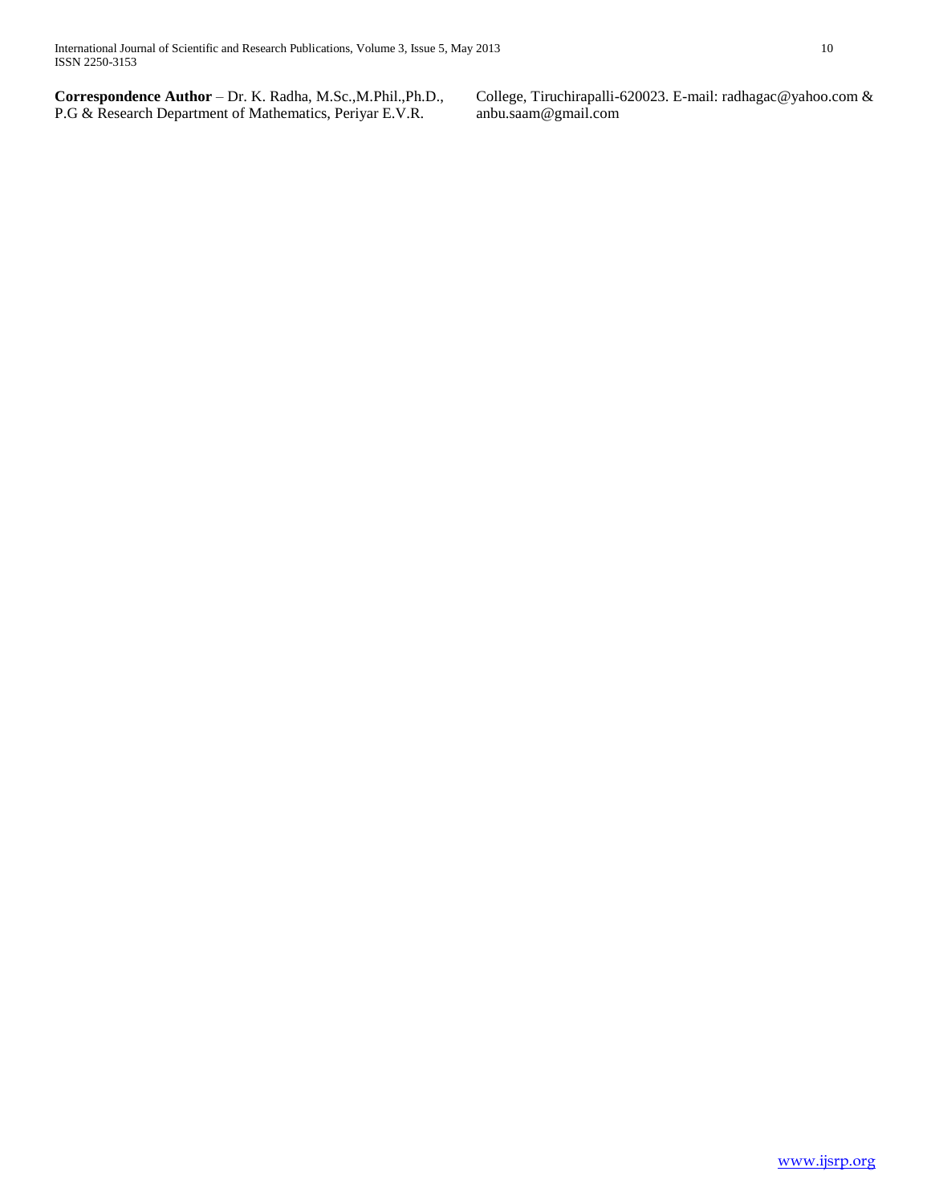**Correspondence Author** – Dr. K. Radha, M.Sc.,M.Phil.,Ph.D., P.G & Research Department of Mathematics, Periyar E.V.R. College, Tiruchirapalli-620023. E-mail: radhagac@yahoo.com & anbu.saam@gmail.com